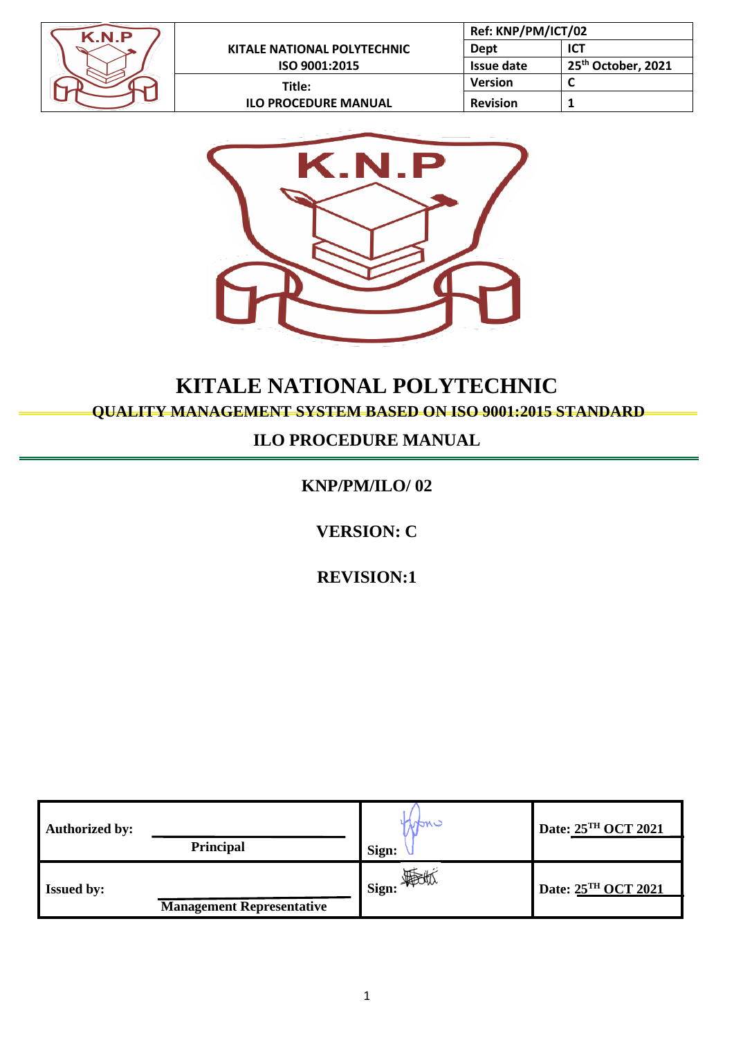| KITALE NATIONAL POLYTECHNIC ISO 9001:2015 | Ref: KNP/PM/ICT/02 | |
|---|---|---|
| | Dept | ICT |
| | Issue date | 25th October, 2021 |
| Title: ILO PROCEDURE MANUAL | Version | C |
| | Revision | 1 |

# KITALE NATIONAL POLYTECHNIC

## QUALITY MANAGEMENT SYSTEM BASED ON ISO 9001:2015 STANDARD

## ILO PROCEDURE MANUAL

**KNP/PM/ILO/ 02**

**VERSION: C**

**REVISION:1**

| | | | |
|---|---|---|---|
| **Authorized by:** | **Principal** | **Sign:** | **Date: 25TH OCT 2021** |
| **Issued by:** | **Management Representative** | **Sign:** | **Date: 25TH OCT 2021** |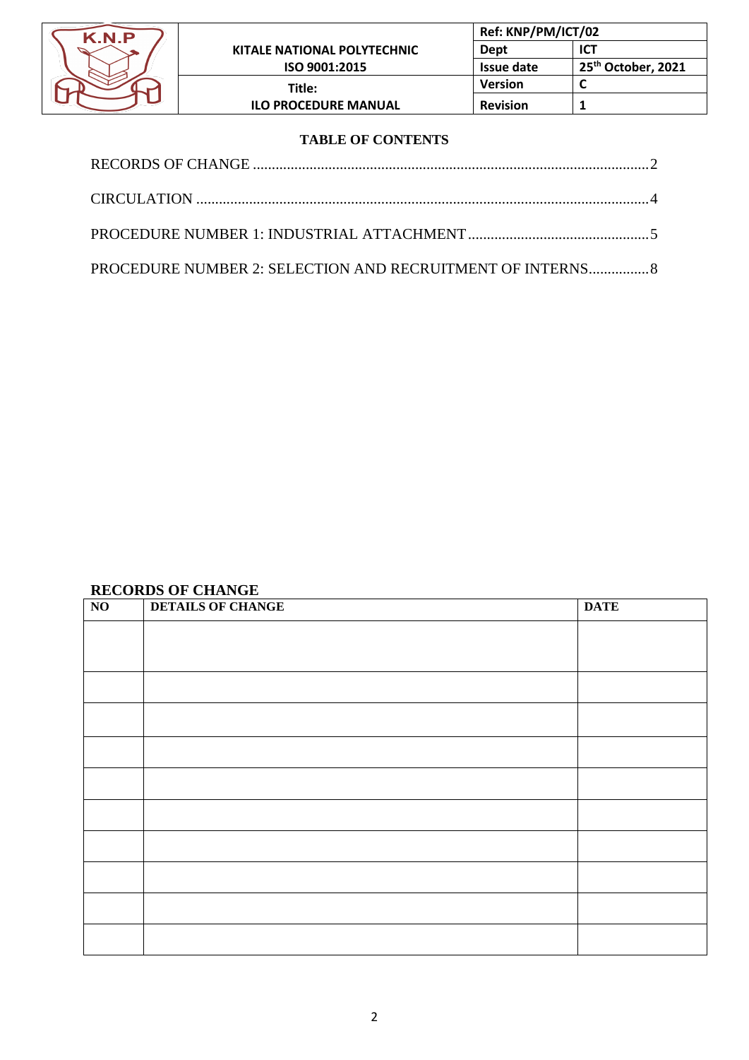**TABLE OF CONTENTS**

RECORDS OF CHANGE ........................................................................................................2

CIRCULATION .......................................................................................................................4

PROCEDURE NUMBER 1: INDUSTRIAL ATTACHMENT ................................................5

PROCEDURE NUMBER 2: SELECTION AND RECRUITMENT OF INTERNS................8

## RECORDS OF CHANGE

| NO | DETAILS OF CHANGE | DATE |
|---|---|---|
| | | |
| | | |
| | | |
| | | |
| | | |
| | | |
| | | |
| | | |
| | | |
| | | |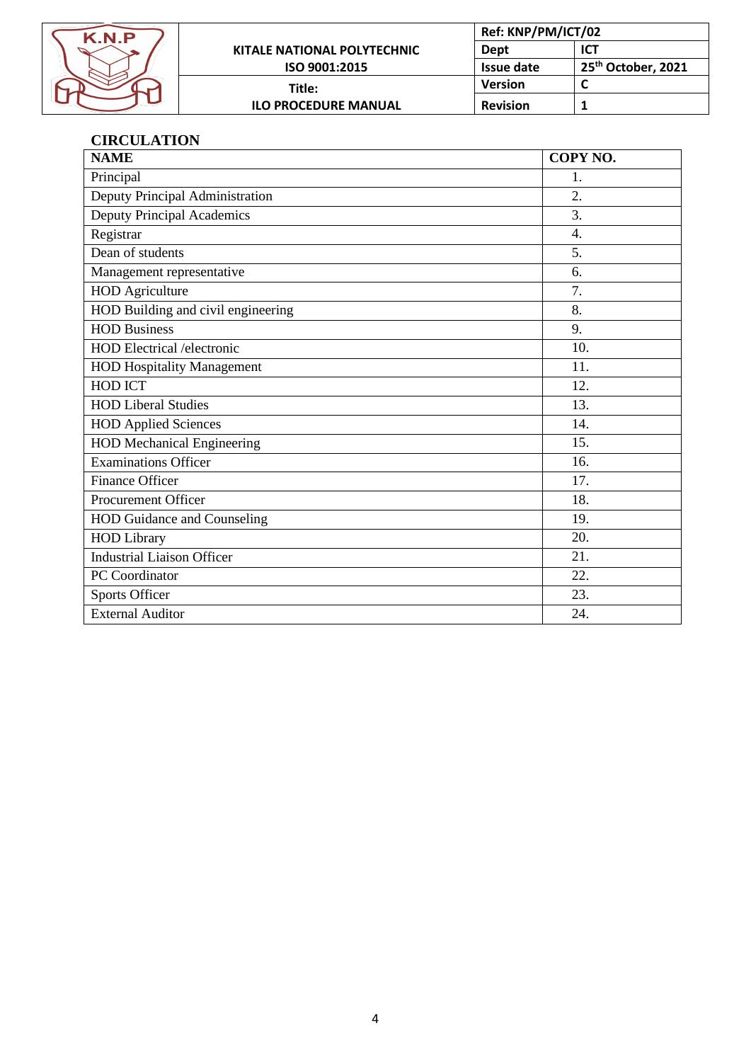## CIRCULATION

| NAME | COPY NO. |
|---|---|
| Principal | 1. |
| Deputy Principal Administration | 2. |
| Deputy Principal Academics | 3. |
| Registrar | 4. |
| Dean of students | 5. |
| Management representative | 6. |
| HOD Agriculture | 7. |
| HOD Building and civil engineering | 8. |
| HOD Business | 9. |
| HOD Electrical /electronic | 10. |
| HOD Hospitality Management | 11. |
| HOD ICT | 12. |
| HOD Liberal Studies | 13. |
| HOD Applied Sciences | 14. |
| HOD Mechanical Engineering | 15. |
| Examinations Officer | 16. |
| Finance Officer | 17. |
| Procurement Officer | 18. |
| HOD Guidance and Counseling | 19. |
| HOD Library | 20. |
| Industrial Liaison Officer | 21. |
| PC Coordinator | 22. |
| Sports Officer | 23. |
| External Auditor | 24. |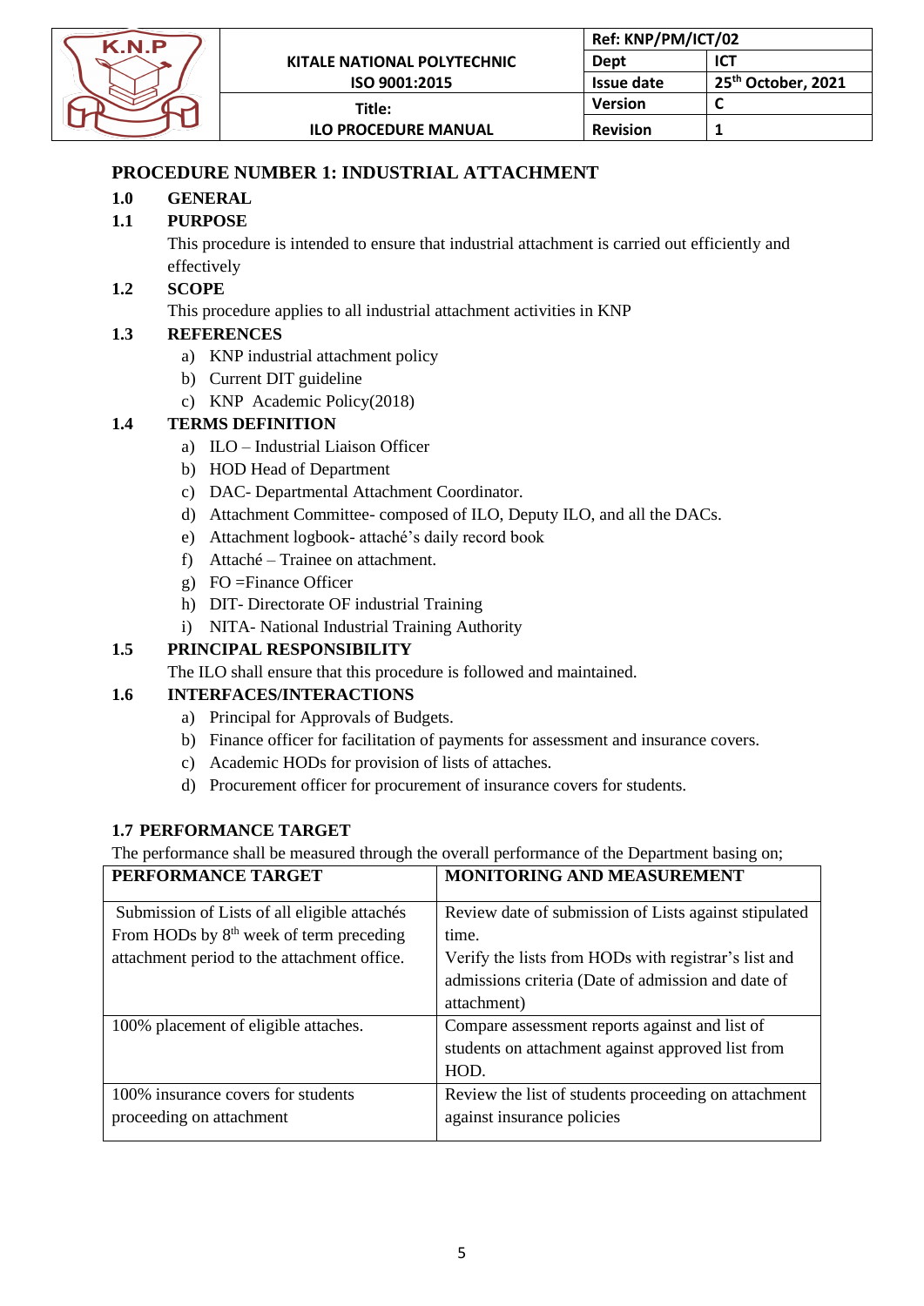## PROCEDURE NUMBER 1: INDUSTRIAL ATTACHMENT

### 1.0 GENERAL

### 1.1 PURPOSE

This procedure is intended to ensure that industrial attachment is carried out efficiently and effectively

### 1.2 SCOPE

This procedure applies to all industrial attachment activities in KNP

### 1.3 REFERENCES

a) KNP industrial attachment policy
b) Current DIT guideline
c) KNP Academic Policy(2018)

### 1.4 TERMS DEFINITION

a) ILO – Industrial Liaison Officer
b) HOD Head of Department
c) DAC- Departmental Attachment Coordinator.
d) Attachment Committee- composed of ILO, Deputy ILO, and all the DACs.
e) Attachment logbook- attaché's daily record book
f) Attaché – Trainee on attachment.
g) FO =Finance Officer
h) DIT- Directorate OF industrial Training
i) NITA- National Industrial Training Authority

### 1.5 PRINCIPAL RESPONSIBILITY

The ILO shall ensure that this procedure is followed and maintained.

### 1.6 INTERFACES/INTERACTIONS

a) Principal for Approvals of Budgets.
b) Finance officer for facilitation of payments for assessment and insurance covers.
c) Academic HODs for provision of lists of attaches.
d) Procurement officer for procurement of insurance covers for students.

### 1.7 PERFORMANCE TARGET

The performance shall be measured through the overall performance of the Department basing on;

| PERFORMANCE TARGET | MONITORING AND MEASUREMENT |
|---|---|
| Submission of Lists of all eligible attachés From HODs by 8th week of term preceding attachment period to the attachment office. | Review date of submission of Lists against stipulated time.<br>Verify the lists from HODs with registrar's list and admissions criteria (Date of admission and date of attachment) |
| 100% placement of eligible attaches. | Compare assessment reports against and list of students on attachment against approved list from HOD. |
| 100% insurance covers for students proceeding on attachment | Review the list of students proceeding on attachment against insurance policies |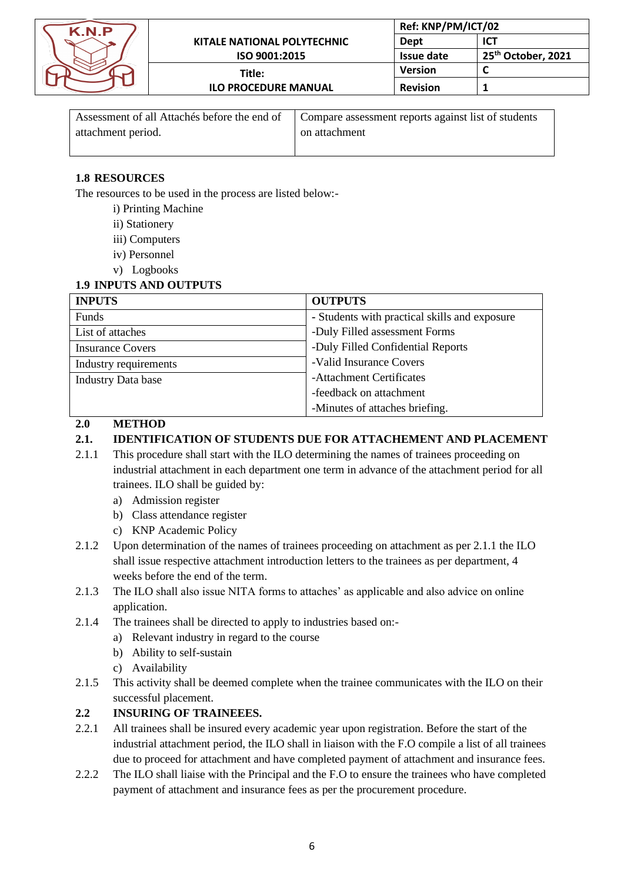| Assessment of all Attachés before the end of attachment period. | Compare assessment reports against list of students on attachment |
|---|---|

### 1.8 RESOURCES

The resources to be used in the process are listed below:-

i) Printing Machine
ii) Stationery
iii) Computers
iv) Personnel
v) Logbooks

### 1.9 INPUTS AND OUTPUTS

| INPUTS | OUTPUTS |
|---|---|
| Funds | - Students with practical skills and exposure |
| List of attaches | -Duly Filled assessment Forms |
| Insurance Covers | -Duly Filled Confidential Reports |
| Industry requirements | -Valid Insurance Covers |
| Industry Data base | -Attachment Certificates |
| | -feedback on attachment |
| | -Minutes of attaches briefing. |

## 2.0 METHOD

### 2.1. IDENTIFICATION OF STUDENTS DUE FOR ATTACHEMENT AND PLACEMENT

2.1.1 This procedure shall start with the ILO determining the names of trainees proceeding on industrial attachment in each department one term in advance of the attachment period for all trainees. ILO shall be guided by:

a) Admission register
b) Class attendance register
c) KNP Academic Policy

2.1.2 Upon determination of the names of trainees proceeding on attachment as per 2.1.1 the ILO shall issue respective attachment introduction letters to the trainees as per department, 4 weeks before the end of the term.

2.1.3 The ILO shall also issue NITA forms to attaches' as applicable and also advice on online application.

2.1.4 The trainees shall be directed to apply to industries based on:-

a) Relevant industry in regard to the course
b) Ability to self-sustain
c) Availability

2.1.5 This activity shall be deemed complete when the trainee communicates with the ILO on their successful placement.

### 2.2 INSURING OF TRAINEEES.

2.2.1 All trainees shall be insured every academic year upon registration. Before the start of the industrial attachment period, the ILO shall in liaison with the F.O compile a list of all trainees due to proceed for attachment and have completed payment of attachment and insurance fees.

2.2.2 The ILO shall liaise with the Principal and the F.O to ensure the trainees who have completed payment of attachment and insurance fees as per the procurement procedure.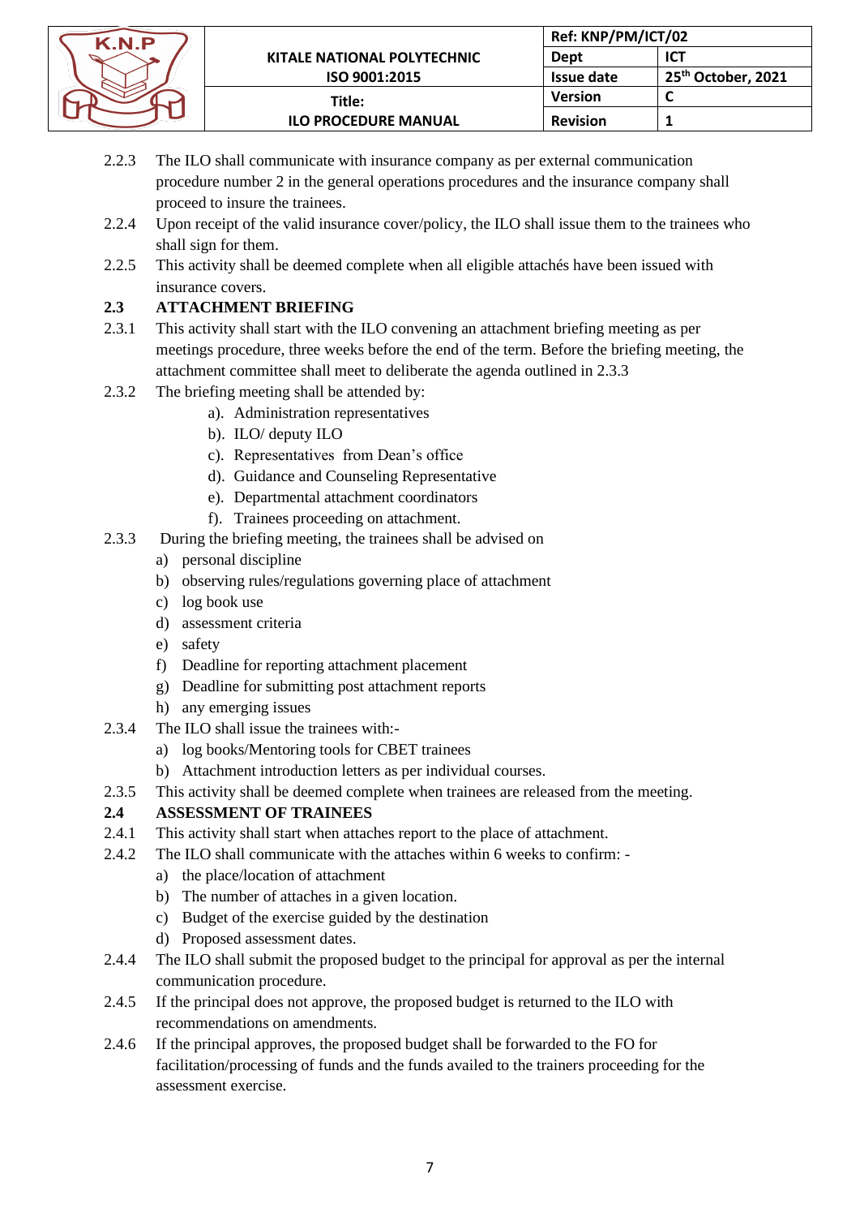2.2.3 The ILO shall communicate with insurance company as per external communication procedure number 2 in the general operations procedures and the insurance company shall proceed to insure the trainees.

2.2.4 Upon receipt of the valid insurance cover/policy, the ILO shall issue them to the trainees who shall sign for them.

2.2.5 This activity shall be deemed complete when all eligible attachés have been issued with insurance covers.

### 2.3 ATTACHMENT BRIEFING

2.3.1 This activity shall start with the ILO convening an attachment briefing meeting as per meetings procedure, three weeks before the end of the term. Before the briefing meeting, the attachment committee shall meet to deliberate the agenda outlined in 2.3.3

2.3.2 The briefing meeting shall be attended by:

a). Administration representatives
b). ILO/ deputy ILO
c). Representatives from Dean's office
d). Guidance and Counseling Representative
e). Departmental attachment coordinators
f). Trainees proceeding on attachment.

2.3.3 During the briefing meeting, the trainees shall be advised on

a) personal discipline
b) observing rules/regulations governing place of attachment
c) log book use
d) assessment criteria
e) safety
f) Deadline for reporting attachment placement
g) Deadline for submitting post attachment reports
h) any emerging issues

2.3.4 The ILO shall issue the trainees with:-

a) log books/Mentoring tools for CBET trainees
b) Attachment introduction letters as per individual courses.

2.3.5 This activity shall be deemed complete when trainees are released from the meeting.

### 2.4 ASSESSMENT OF TRAINEES

2.4.1 This activity shall start when attaches report to the place of attachment.

2.4.2 The ILO shall communicate with the attaches within 6 weeks to confirm: -

a) the place/location of attachment
b) The number of attaches in a given location.
c) Budget of the exercise guided by the destination
d) Proposed assessment dates.

2.4.4 The ILO shall submit the proposed budget to the principal for approval as per the internal communication procedure.

2.4.5 If the principal does not approve, the proposed budget is returned to the ILO with recommendations on amendments.

2.4.6 If the principal approves, the proposed budget shall be forwarded to the FO for facilitation/processing of funds and the funds availed to the trainers proceeding for the assessment exercise.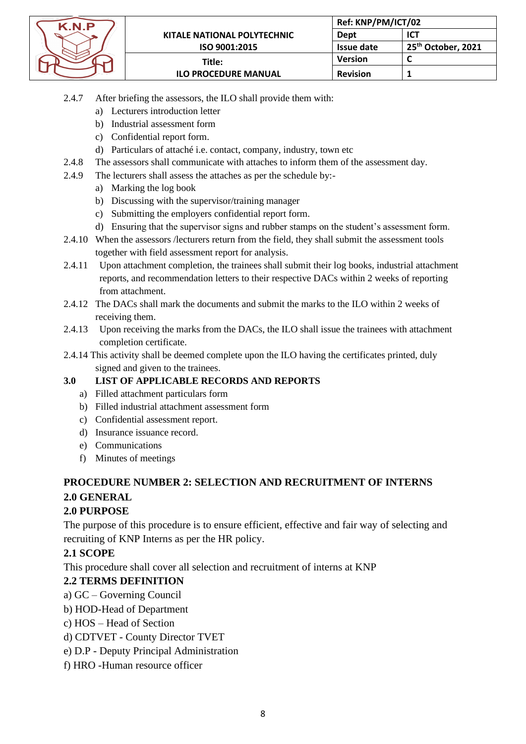2.4.7 After briefing the assessors, the ILO shall provide them with:

a) Lecturers introduction letter
b) Industrial assessment form
c) Confidential report form.
d) Particulars of attaché i.e. contact, company, industry, town etc

2.4.8 The assessors shall communicate with attaches to inform them of the assessment day.

2.4.9 The lecturers shall assess the attaches as per the schedule by:-

a) Marking the log book
b) Discussing with the supervisor/training manager
c) Submitting the employers confidential report form.
d) Ensuring that the supervisor signs and rubber stamps on the student's assessment form.

2.4.10 When the assessors /lecturers return from the field, they shall submit the assessment tools together with field assessment report for analysis.

2.4.11 Upon attachment completion, the trainees shall submit their log books, industrial attachment reports, and recommendation letters to their respective DACs within 2 weeks of reporting from attachment.

2.4.12 The DACs shall mark the documents and submit the marks to the ILO within 2 weeks of receiving them.

2.4.13 Upon receiving the marks from the DACs, the ILO shall issue the trainees with attachment completion certificate.

2.4.14 This activity shall be deemed complete upon the ILO having the certificates printed, duly signed and given to the trainees.

## 3.0 LIST OF APPLICABLE RECORDS AND REPORTS

a) Filled attachment particulars form
b) Filled industrial attachment assessment form
c) Confidential assessment report.
d) Insurance issuance record.
e) Communications
f) Minutes of meetings

## PROCEDURE NUMBER 2: SELECTION AND RECRUITMENT OF INTERNS

### 2.0 GENERAL

### 2.0 PURPOSE

The purpose of this procedure is to ensure efficient, effective and fair way of selecting and recruiting of KNP Interns as per the HR policy.

### 2.1 SCOPE

This procedure shall cover all selection and recruitment of interns at KNP

### 2.2 TERMS DEFINITION

a) GC – Governing Council
b) HOD-Head of Department
c) HOS – Head of Section
d) CDTVET - County Director TVET
e) D.P - Deputy Principal Administration
f) HRO -Human resource officer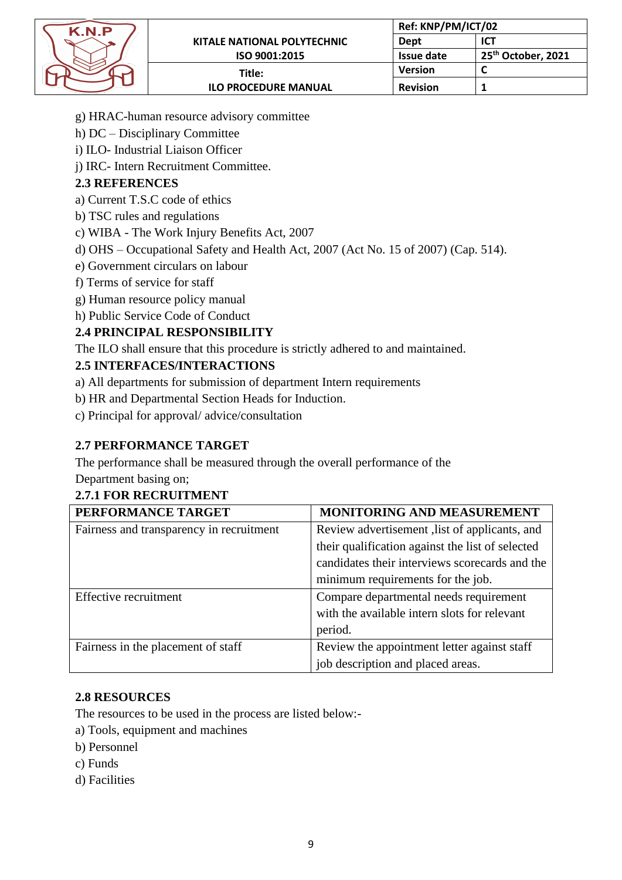g) HRAC-human resource advisory committee

h) DC – Disciplinary Committee

i) ILO- Industrial Liaison Officer

j) IRC- Intern Recruitment Committee.

### 2.3 REFERENCES

a) Current T.S.C code of ethics

b) TSC rules and regulations

c) WIBA - The Work Injury Benefits Act, 2007

d) OHS – Occupational Safety and Health Act, 2007 (Act No. 15 of 2007) (Cap. 514).

e) Government circulars on labour

f) Terms of service for staff

g) Human resource policy manual

h) Public Service Code of Conduct

### 2.4 PRINCIPAL RESPONSIBILITY

The ILO shall ensure that this procedure is strictly adhered to and maintained.

### 2.5 INTERFACES/INTERACTIONS

a) All departments for submission of department Intern requirements

b) HR and Departmental Section Heads for Induction.

c) Principal for approval/ advice/consultation

### 2.7 PERFORMANCE TARGET

The performance shall be measured through the overall performance of the Department basing on;

#### 2.7.1 FOR RECRUITMENT

| PERFORMANCE TARGET | MONITORING AND MEASUREMENT |
| --- | --- |
| Fairness and transparency in recruitment | Review advertisement ,list of applicants, and their qualification against the list of selected candidates their interviews scorecards and the minimum requirements for the job. |
| Effective recruitment | Compare departmental needs requirement with the available intern slots for relevant period. |
| Fairness in the placement of staff | Review the appointment letter against staff job description and placed areas. |

### 2.8 RESOURCES

The resources to be used in the process are listed below:-

a) Tools, equipment and machines

b) Personnel

c) Funds

d) Facilities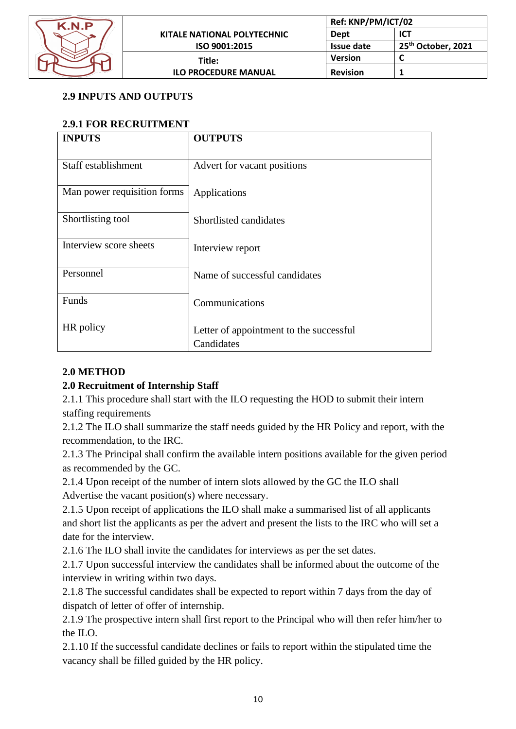## 2.9 INPUTS AND OUTPUTS

### 2.9.1 FOR RECRUITMENT

| INPUTS | OUTPUTS |
|---|---|
| Staff establishment | Advert for vacant positions |
| Man power requisition forms | Applications |
| Shortlisting tool | Shortlisted candidates |
| Interview score sheets | Interview report |
| Personnel | Name of successful candidates |
| Funds | Communications |
| HR policy | Letter of appointment to the successful Candidates |

## 2.0 METHOD

### 2.0 Recruitment of Internship Staff

2.1.1 This procedure shall start with the ILO requesting the HOD to submit their intern staffing requirements

2.1.2 The ILO shall summarize the staff needs guided by the HR Policy and report, with the recommendation, to the IRC.

2.1.3 The Principal shall confirm the available intern positions available for the given period as recommended by the GC.

2.1.4 Upon receipt of the number of intern slots allowed by the GC the ILO shall Advertise the vacant position(s) where necessary.

2.1.5 Upon receipt of applications the ILO shall make a summarised list of all applicants and short list the applicants as per the advert and present the lists to the IRC who will set a date for the interview.

2.1.6 The ILO shall invite the candidates for interviews as per the set dates.

2.1.7 Upon successful interview the candidates shall be informed about the outcome of the interview in writing within two days.

2.1.8 The successful candidates shall be expected to report within 7 days from the day of dispatch of letter of offer of internship.

2.1.9 The prospective intern shall first report to the Principal who will then refer him/her to the ILO.

2.1.10 If the successful candidate declines or fails to report within the stipulated time the vacancy shall be filled guided by the HR policy.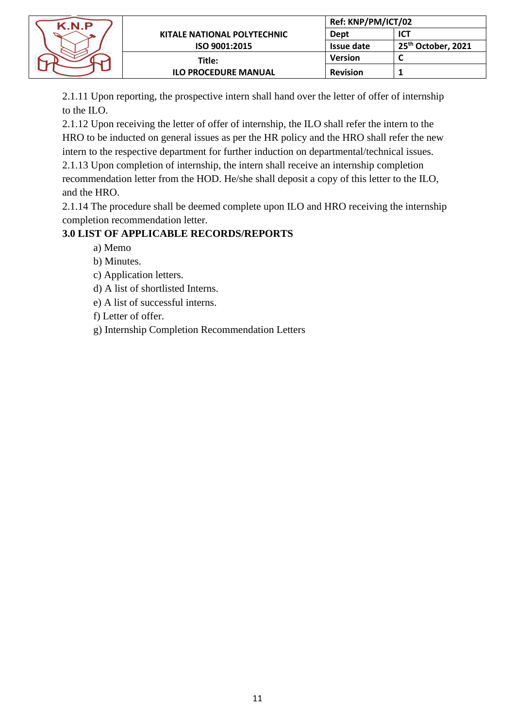2.1.11 Upon reporting, the prospective intern shall hand over the letter of offer of internship to the ILO.
2.1.12 Upon receiving the letter of offer of internship, the ILO shall refer the intern to the HRO to be inducted on general issues as per the HR policy and the HRO shall refer the new intern to the respective department for further induction on departmental/technical issues.
2.1.13 Upon completion of internship, the intern shall receive an internship completion recommendation letter from the HOD. He/she shall deposit a copy of this letter to the ILO, and the HRO.
2.1.14 The procedure shall be deemed complete upon ILO and HRO receiving the internship completion recommendation letter.

**3.0 LIST OF APPLICABLE RECORDS/REPORTS**

a) Memo
b) Minutes.
c) Application letters.
d) A list of shortlisted Interns.
e) A list of successful interns.
f) Letter of offer.
g) Internship Completion Recommendation Letters